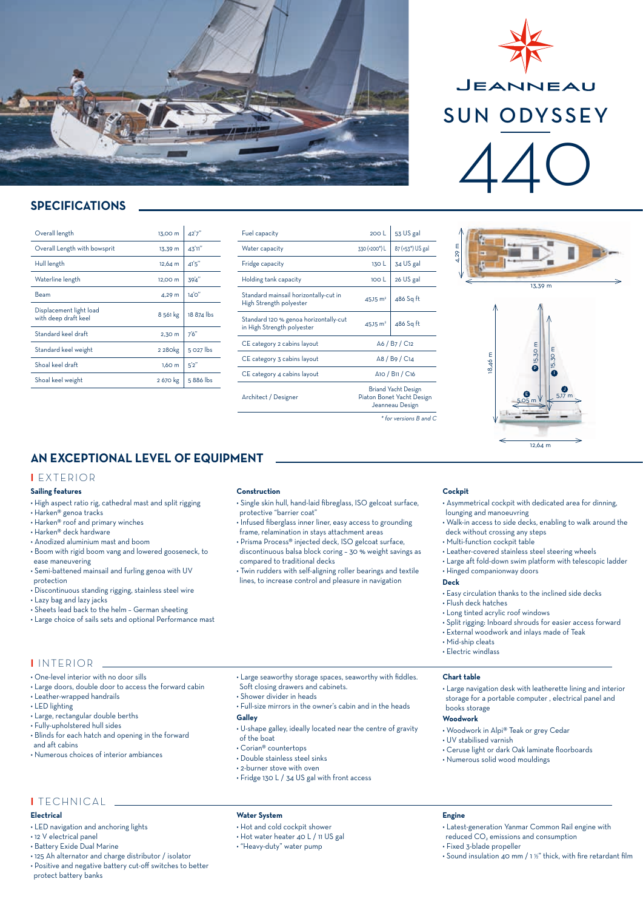# JEANNEAU SUN ODYSSEY 440

## SPECIFICATIONS

| | | |
|---|---|---|
| Overall length | 13,00 m | 42'7'' |
| Overall Length with bowsprit | 13,39 m | 43'11'' |
| Hull length | 12,64 m | 41'5'' |
| Waterline length | 12,00 m | 39'4'' |
| Beam | 4,29 m | 14'0'' |
| Displacement light load with deep draft keel | 8 561 kg | 18 874 lbs |
| Standard keel draft | 2,30 m | 7'6'' |
| Standard keel weight | 2 280kg | 5 027 lbs |
| Shoal keel draft | 1,60 m | 5'2'' |
| Shoal keel weight | 2 670 kg | 5 886 lbs |

| | | |
|---|---|---|
| Fuel capacity | 200 L | 53 US gal |
| Water capacity | 330 (+200*) L | 87 (+53*) US gal |
| Fridge capacity | 130 L | 34 US gal |
| Holding tank capacity | 100 L | 26 US gal |
| Standard mainsail horizontally-cut in High Strength polyester | 45,15 m² | 486 Sq ft |
| Standard 120 % genoa horizontally-cut in High Strength polyester | 45,15 m² | 486 Sq ft |
| CE category 2 cabins layout | A6 / B7 / C12 | |
| CE category 3 cabins layout | A8 / B9 / C14 | |
| CE category 4 cabins layout | A10 / B11 / C16 | |
| Architect / Designer | Briand Yacht Design Piaton Bonet Yacht Design Jeanneau Design | |

*\* for versions B and C*

4,29 m — 13,39 m

18,46 m — P 15,30 m — I 15,30 m — E 5,05 m — J 5,17 m — 12,64 m

## AN EXCEPTIONAL LEVEL OF EQUIPMENT

### EXTERIOR

**Sailing features**

- High aspect ratio rig, cathedral mast and split rigging
- Harken® genoa tracks
- Harken® roof and primary winches
- Harken® deck hardware
- Anodized aluminium mast and boom
- Boom with rigid boom vang and lowered gooseneck, to ease maneuvering
- Semi-battened mainsail and furling genoa with UV protection
- Discontinuous standing rigging, stainless steel wire
- Lazy bag and lazy jacks
- Sheets lead back to the helm – German sheeting
- Large choice of sails sets and optional Performance mast

**Construction**

- Single skin hull, hand-laid fibreglass, ISO gelcoat surface, protective "barrier coat"
- Infused fiberglass inner liner, easy access to grounding frame, relamination in stays attachment areas
- Prisma Process® injected deck, ISO gelcoat surface, discontinuous balsa block coring – 30 % weight savings as compared to traditional decks
- Twin rudders with self-aligning roller bearings and textile lines, to increase control and pleasure in navigation

**Cockpit**

- Asymmetrical cockpit with dedicated area for dinning, lounging and manoeuvring
- Walk-in access to side decks, enabling to walk around the deck without crossing any steps
- Multi-function cockpit table
- Leather-covered stainless steel steering wheels
- Large aft fold-down swim platform with telescopic ladder
- Hinged companionway doors

**Deck**

- Easy circulation thanks to the inclined side decks
- Flush deck hatches
- Long tinted acrylic roof windows
- Split rigging: Inboard shrouds for easier access forward
- External woodwork and inlays made of Teak
- Mid-ship cleats
- Electric windlass

### INTERIOR

- One-level interior with no door sills
- Large doors, double door to access the forward cabin
- Leather-wrapped handrails
- LED lighting
- Large, rectangular double berths
- Fully-upholstered hull sides
- Blinds for each hatch and opening in the forward and aft cabins
- Numerous choices of interior ambiances
- Large seaworthy storage spaces, seaworthy with fiddles. Soft closing drawers and cabinets.
- Shower divider in heads
- Full-size mirrors in the owner's cabin and in the heads

**Galley**

- U-shape galley, ideally located near the centre of gravity of the boat
- Corian® countertops
- Double stainless steel sinks
- 2-burner stove with oven
- Fridge 130 L / 34 US gal with front access

**Chart table**

- Large navigation desk with leatherette lining and interior storage for a portable computer , electrical panel and books storage

**Woodwork**

- Woodwork in Alpi® Teak or grey Cedar
- UV stabilised varnish
- Ceruse light or dark Oak laminate floorboards
- Numerous solid wood mouldings

### TECHNICAL

**Electrical**

- LED navigation and anchoring lights
- 12 V electrical panel
- Battery Exide Dual Marine
- 125 Ah alternator and charge distributor / isolator
- Positive and negative battery cut-off switches to better protect battery banks

**Water System**

- Hot and cold cockpit shower
- Hot water heater 40 L / 11 US gal
- "Heavy-duty" water pump

**Engine**

- Latest-generation Yanmar Common Rail engine with reduced $CO_2$ emissions and consumption
- Fixed 3-blade propeller
- Sound insulation 40 mm / 1 ½" thick, with fire retardant film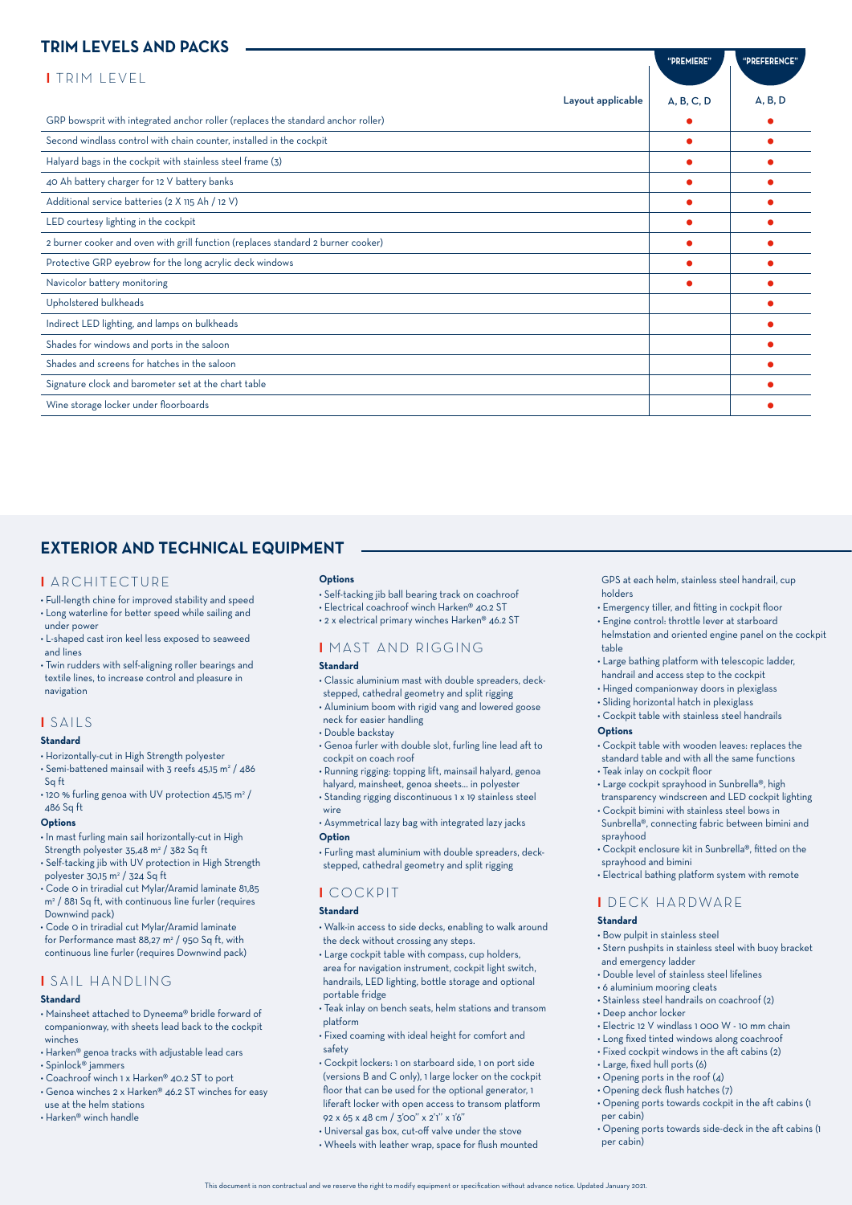## TRIM LEVELS AND PACKS

### TRIM LEVEL

| | "PREMIERE" | "PREFERENCE" |
|---|---|---|
| Layout applicable | A, B, C, D | A, B, D |
| GRP bowsprit with integrated anchor roller (replaces the standard anchor roller) | ● | ● |
| Second windlass control with chain counter, installed in the cockpit | ● | ● |
| Halyard bags in the cockpit with stainless steel frame (3) | ● | ● |
| 40 Ah battery charger for 12 V battery banks | ● | ● |
| Additional service batteries (2 X 115 Ah / 12 V) | ● | ● |
| LED courtesy lighting in the cockpit | ● | ● |
| 2 burner cooker and oven with grill function (replaces standard 2 burner cooker) | ● | ● |
| Protective GRP eyebrow for the long acrylic deck windows | ● | ● |
| Navicolor battery monitoring | ● | ● |
| Upholstered bulkheads | | ● |
| Indirect LED lighting, and lamps on bulkheads | | ● |
| Shades for windows and ports in the saloon | | ● |
| Shades and screens for hatches in the saloon | | ● |
| Signature clock and barometer set at the chart table | | ● |
| Wine storage locker under floorboards | | ● |

## EXTERIOR AND TECHNICAL EQUIPMENT

### ARCHITECTURE

- Full-length chine for improved stability and speed
- Long waterline for better speed while sailing and under power
- L-shaped cast iron keel less exposed to seaweed and lines
- Twin rudders with self-aligning roller bearings and textile lines, to increase control and pleasure in navigation

### SAILS

**Standard**

- Horizontally-cut in High Strength polyester
- Semi-battened mainsail with 3 reefs 45,15 m² / 486 Sq ft
- 120 % furling genoa with UV protection 45,15 m² / 486 Sq ft

**Options**

- In mast furling main sail horizontally-cut in High Strength polyester 35,48 m² / 382 Sq ft
- Self-tacking jib with UV protection in High Strength polyester 30,15 m² / 324 Sq ft
- Code 0 in triradial cut Mylar/Aramid laminate 81,85 m² / 881 Sq ft, with continuous line furler (requires Downwind pack)
- Code 0 in triradial cut Mylar/Aramid laminate for Performance mast 88,27 m² / 950 Sq ft, with continuous line furler (requires Downwind pack)

### SAIL HANDLING

**Standard**

- Mainsheet attached to Dyneema® bridle forward of companionway, with sheets lead back to the cockpit winches
- Harken® genoa tracks with adjustable lead cars
- Spinlock® jammers
- Coachroof winch 1 x Harken® 40.2 ST to port
- Genoa winches 2 x Harken® 46.2 ST winches for easy use at the helm stations
- Harken® winch handle

**Options**

- Self-tacking jib ball bearing track on coachroof
- Electrical coachroof winch Harken® 40.2 ST
- 2 x electrical primary winches Harken® 46.2 ST

### MAST AND RIGGING

**Standard**

- Classic aluminium mast with double spreaders, deck-stepped, cathedral geometry and split rigging
- Aluminium boom with rigid vang and lowered goose neck for easier handling
- Double backstay
- Genoa furler with double slot, furling line lead aft to cockpit on coach roof
- Running rigging: topping lift, mainsail halyard, genoa halyard, mainsheet, genoa sheets... in polyester
- Standing rigging discontinuous 1 x 19 stainless steel wire
- Asymmetrical lazy bag with integrated lazy jacks

**Option**

- Furling mast aluminium with double spreaders, deck-stepped, cathedral geometry and split rigging

### COCKPIT

**Standard**

- Walk-in access to side decks, enabling to walk around the deck without crossing any steps.
- Large cockpit table with compass, cup holders, area for navigation instrument, cockpit light switch, handrails, LED lighting, bottle storage and optional portable fridge
- Teak inlay on bench seats, helm stations and transom platform
- Fixed coaming with ideal height for comfort and safety
- Cockpit lockers: 1 on starboard side, 1 on port side (versions B and C only), 1 large locker on the cockpit floor that can be used for the optional generator, 1 liferaft locker with open access to transom platform 92 x 65 x 48 cm / 3'00'' x 2'1'' x 1'6''
- Universal gas box, cut-off valve under the stove
- Wheels with leather wrap, space for flush mounted GPS at each helm, stainless steel handrail, cup holders
- Emergency tiller, and fitting in cockpit floor
- Engine control: throttle lever at starboard helmstation and oriented engine panel on the cockpit table
- Large bathing platform with telescopic ladder, handrail and access step to the cockpit
- Hinged companionway doors in plexiglass
- Sliding horizontal hatch in plexiglass
- Cockpit table with stainless steel handrails

**Options**

- Cockpit table with wooden leaves: replaces the standard table and with all the same functions
- Teak inlay on cockpit floor
- Large cockpit sprayhood in Sunbrella®, high transparency windscreen and LED cockpit lighting
- Cockpit bimini with stainless steel bows in Sunbrella®, connecting fabric between bimini and sprayhood
- Cockpit enclosure kit in Sunbrella®, fitted on the sprayhood and bimini
- Electrical bathing platform system with remote

### DECK HARDWARE

**Standard**

- Bow pulpit in stainless steel
- Stern pushpits in stainless steel with buoy bracket and emergency ladder
- Double level of stainless steel lifelines
- 6 aluminium mooring cleats
- Stainless steel handrails on coachroof (2)
- Deep anchor locker
- Electric 12 V windlass 1 000 W - 10 mm chain
- Long fixed tinted windows along coachroof
- Fixed cockpit windows in the aft cabins (2)
- Large, fixed hull ports (6)
- Opening ports in the roof (4)
- Opening deck flush hatches (7)
- Opening ports towards cockpit in the aft cabins (1 per cabin)
- Opening ports towards side-deck in the aft cabins (1 per cabin)

This document is non contractual and we reserve the right to modify equipment or specification without advance notice. Updated January 2021.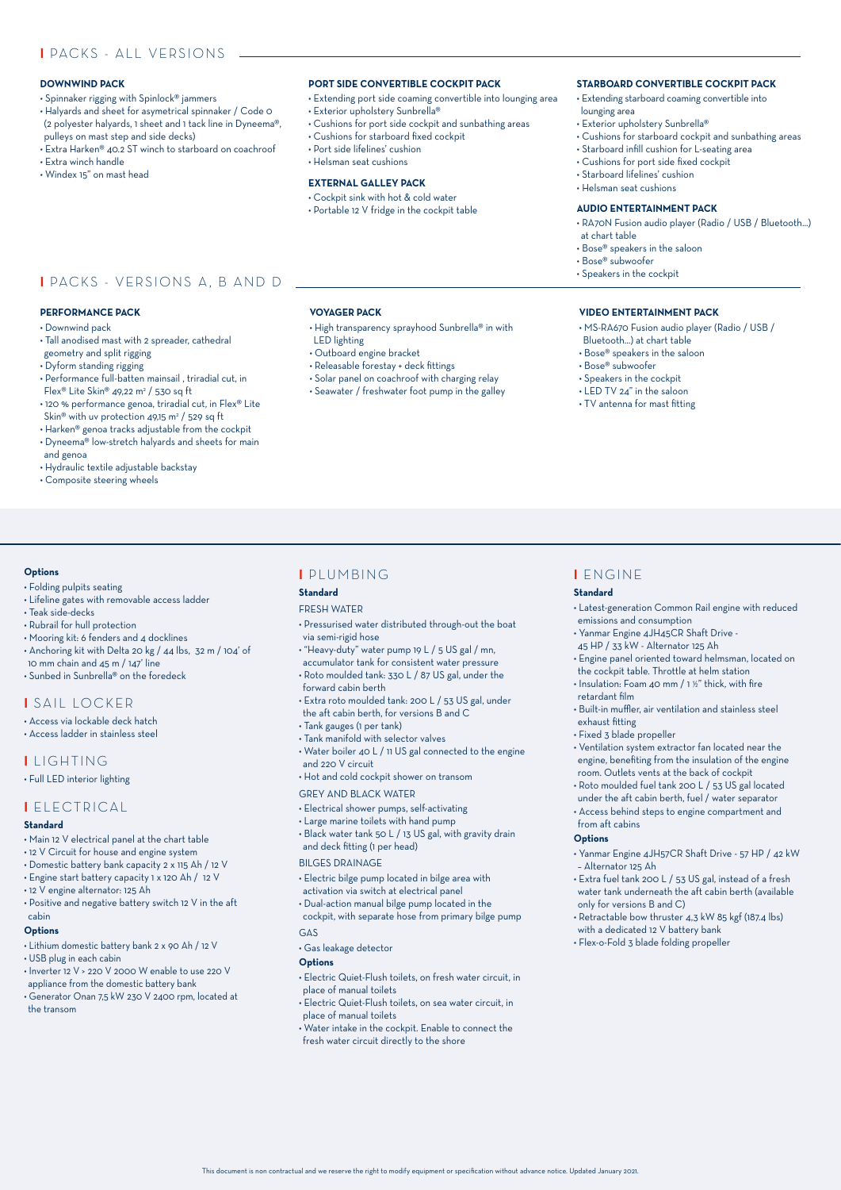## PACKS - ALL VERSIONS

### DOWNWIND PACK

- Spinnaker rigging with Spinlock® jammers
- Halyards and sheet for asymetrical spinnaker / Code 0 (2 polyester halyards, 1 sheet and 1 tack line in Dyneema®, pulleys on mast step and side decks)
- Extra Harken® 40.2 ST winch to starboard on coachroof
- Extra winch handle
- Windex 15" on mast head

### PORT SIDE CONVERTIBLE COCKPIT PACK

- Extending port side coaming convertible into lounging area
- Exterior upholstery Sunbrella®
- Cushions for port side cockpit and sunbathing areas
- Cushions for starboard fixed cockpit
- Port side lifelines' cushion
- Helsman seat cushions

### EXTERNAL GALLEY PACK

- Cockpit sink with hot & cold water
- Portable 12 V fridge in the cockpit table

### STARBOARD CONVERTIBLE COCKPIT PACK

- Extending starboard coaming convertible into lounging area
- Exterior upholstery Sunbrella®
- Cushions for starboard cockpit and sunbathing areas
- Starboard infill cushion for L-seating area
- Cushions for port side fixed cockpit
- Starboard lifelines' cushion
- Helsman seat cushions

### AUDIO ENTERTAINMENT PACK

- RA70N Fusion audio player (Radio / USB / Bluetooth...) at chart table
- Bose® speakers in the saloon
- Bose® subwoofer
- Speakers in the cockpit

## PACKS - VERSIONS A, B AND D

### PERFORMANCE PACK

- Downwind pack
- Tall anodised mast with 2 spreader, cathedral geometry and split rigging
- Dyform standing rigging
- Performance full-batten mainsail , triradial cut, in Flex® Lite Skin® 49,22 m² / 530 sq ft
- 120 % performance genoa, triradial cut, in Flex® Lite Skin® with uv protection 49,15 m² / 529 sq ft
- Harken® genoa tracks adjustable from the cockpit
- Dyneema® low-stretch halyards and sheets for main and genoa
- Hydraulic textile adjustable backstay
- Composite steering wheels

### VOYAGER PACK

- High transparency sprayhood Sunbrella® in with LED lighting
- Outboard engine bracket
- Releasable forestay + deck fittings
- Solar panel on coachroof with charging relay
- Seawater / freshwater foot pump in the galley

### VIDEO ENTERTAINMENT PACK

- MS-RA670 Fusion audio player (Radio / USB / Bluetooth...) at chart table
- Bose® speakers in the saloon
- Bose® subwoofer
- Speakers in the cockpit
- LED TV 24" in the saloon
- TV antenna for mast fitting

**Options**

- Folding pulpits seating
- Lifeline gates with removable access ladder
- Teak side-decks
- Rubrail for hull protection
- Mooring kit: 6 fenders and 4 docklines
- Anchoring kit with Delta 20 kg / 44 lbs, 32 m / 104' of 10 mm chain and 45 m / 147' line
- Sunbed in Sunbrella® on the foredeck

## SAIL LOCKER

- Access via lockable deck hatch
- Access ladder in stainless steel

## LIGHTING

- Full LED interior lighting

## ELECTRICAL

### Standard

- Main 12 V electrical panel at the chart table
- 12 V Circuit for house and engine system
- Domestic battery bank capacity 2 x 115 Ah / 12 V
- Engine start battery capacity 1 x 120 Ah / 12 V
- 12 V engine alternator: 125 Ah
- Positive and negative battery switch 12 V in the aft cabin

### Options

- Lithium domestic battery bank 2 x 90 Ah / 12 V
- USB plug in each cabin
- Inverter 12 V > 220 V 2000 W enable to use 220 V appliance from the domestic battery bank
- Generator Onan 7,5 kW 230 V 2400 rpm, located at the transom

## PLUMBING

### Standard

FRESH WATER

- Pressurised water distributed through-out the boat via semi-rigid hose
- "Heavy-duty" water pump 19 L / 5 US gal / mn, accumulator tank for consistent water pressure
- Roto moulded tank: 330 L / 87 US gal, under the forward cabin berth
- Extra roto moulded tank: 200 L / 53 US gal, under the aft cabin berth, for versions B and C
- Tank gauges (1 per tank)
- Tank manifold with selector valves
- Water boiler 40 L / 11 US gal connected to the engine and 220 V circuit
- Hot and cold cockpit shower on transom

GREY AND BLACK WATER

- Electrical shower pumps, self-activating
- Large marine toilets with hand pump
- Black water tank 50 L / 13 US gal, with gravity drain and deck fitting (1 per head)

BILGES DRAINAGE

- Electric bilge pump located in bilge area with activation via switch at electrical panel
- Dual-action manual bilge pump located in the cockpit, with separate hose from primary bilge pump

GAS

- Gas leakage detector

### Options

- Electric Quiet-Flush toilets, on fresh water circuit, in place of manual toilets
- Electric Quiet-Flush toilets, on sea water circuit, in place of manual toilets
- Water intake in the cockpit. Enable to connect the fresh water circuit directly to the shore

## ENGINE

### Standard

- Latest-generation Common Rail engine with reduced emissions and consumption
- Yanmar Engine 4JH45CR Shaft Drive - 45 HP / 33 kW - Alternator 125 Ah
- Engine panel oriented toward helmsman, located on the cockpit table. Throttle at helm station
- Insulation: Foam 40 mm / 1 ½" thick, with fire retardant film
- Built-in muffler, air ventilation and stainless steel exhaust fitting
- Fixed 3 blade propeller
- Ventilation system extractor fan located near the engine, benefiting from the insulation of the engine room. Outlets vents at the back of cockpit
- Roto moulded fuel tank 200 L / 53 US gal located under the aft cabin berth, fuel / water separator
- Access behind steps to engine compartment and from aft cabins

### Options

- Yanmar Engine 4JH57CR Shaft Drive - 57 HP / 42 kW – Alternator 125 Ah
- Extra fuel tank 200 L / 53 US gal, instead of a fresh water tank underneath the aft cabin berth (available only for versions B and C)
- Retractable bow thruster 4,3 kW 85 kgf (187.4 lbs) with a dedicated 12 V battery bank
- Flex-o-Fold 3 blade folding propeller

This document is non contractual and we reserve the right to modify equipment or specification without advance notice. Updated January 2021.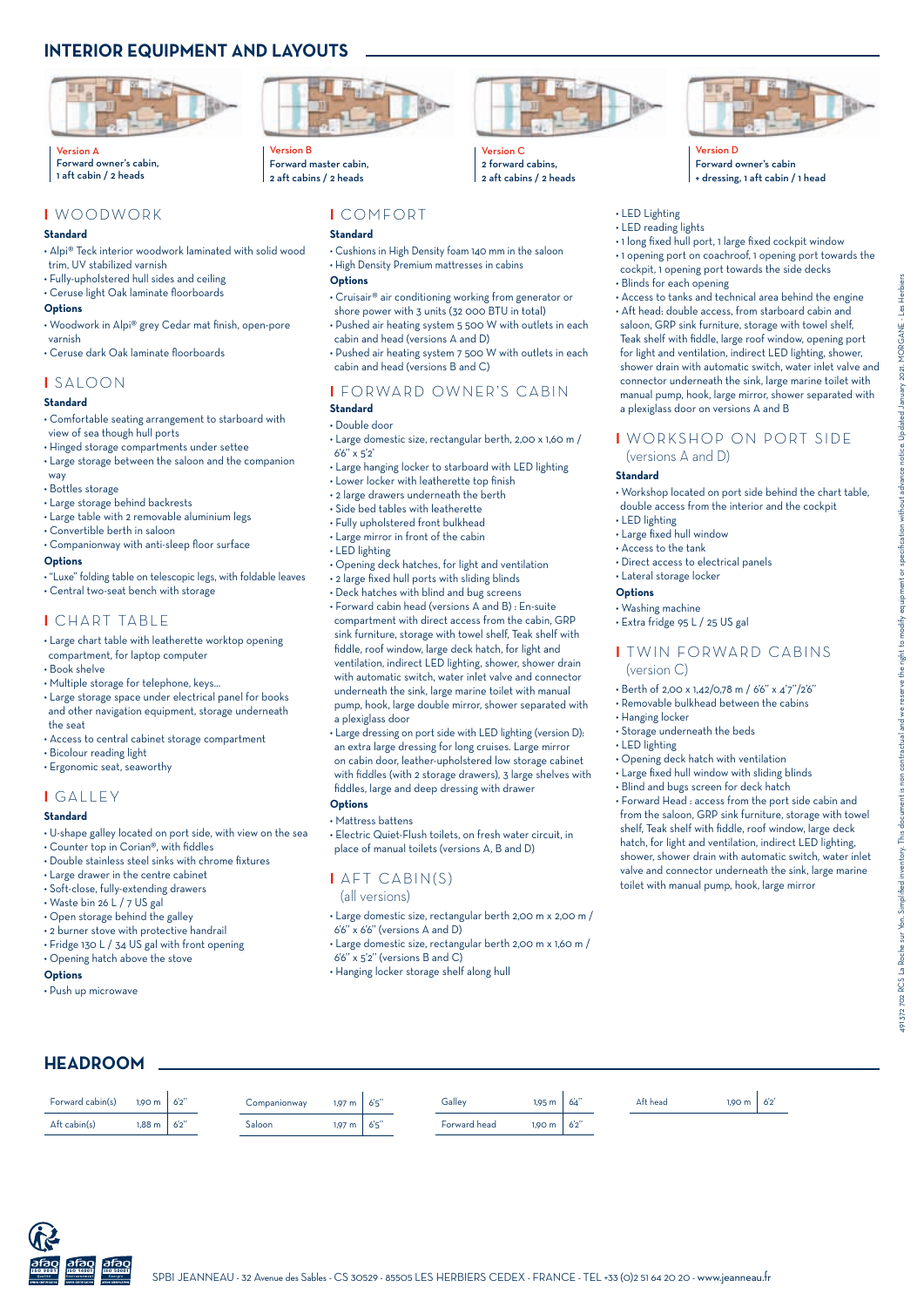## INTERIOR EQUIPMENT AND LAYOUTS

**Version A**
Forward owner's cabin, 1 aft cabin / 2 heads

**Version B**
Forward master cabin, 2 aft cabins / 2 heads

**Version C**
2 forward cabins, 2 aft cabins / 2 heads

**Version D**
Forward owner's cabin + dressing, 1 aft cabin / 1 head

### WOODWORK

**Standard**

- Alpi® Teck interior woodwork laminated with solid wood trim, UV stabilized varnish
- Fully-upholstered hull sides and ceiling
- Ceruse light Oak laminate floorboards

**Options**

- Woodwork in Alpi® grey Cedar mat finish, open-pore varnish
- Ceruse dark Oak laminate floorboards

### SALOON

**Standard**

- Comfortable seating arrangement to starboard with view of sea though hull ports
- Hinged storage compartments under settee
- Large storage between the saloon and the companion way
- Bottles storage
- Large storage behind backrests
- Large table with 2 removable aluminium legs
- Convertible berth in saloon
- Companionway with anti-sleep floor surface

**Options**

- "Luxe" folding table on telescopic legs, with foldable leaves
- Central two-seat bench with storage

### CHART TABLE

- Large chart table with leatherette worktop opening compartment, for laptop computer
- Book shelve
- Multiple storage for telephone, keys...
- Large storage space under electrical panel for books and other navigation equipment, storage underneath the seat
- Access to central cabinet storage compartment
- Bicolour reading light
- Ergonomic seat, seaworthy

### GALLEY

**Standard**

- U-shape galley located on port side, with view on the sea
- Counter top in Corian®, with fiddles
- Double stainless steel sinks with chrome fixtures
- Large drawer in the centre cabinet
- Soft-close, fully-extending drawers
- Waste bin 26 L / 7 US gal
- Open storage behind the galley
- 2 burner stove with protective handrail
- Fridge 130 L / 34 US gal with front opening
- Opening hatch above the stove

**Options**

- Push up microwave

### COMFORT

**Standard**

- Cushions in High Density foam 140 mm in the saloon
- High Density Premium mattresses in cabins

**Options**

- Cruisair® air conditioning working from generator or shore power with 3 units (32 000 BTU in total)
- Pushed air heating system 5 500 W with outlets in each cabin and head (versions A and D)
- Pushed air heating system 7 500 W with outlets in each cabin and head (versions B and C)

### FORWARD OWNER'S CABIN

**Standard**

- Double door
- Large domestic size, rectangular berth, 2,00 x 1,60 m / 6'6" x 5'2'
- Large hanging locker to starboard with LED lighting
- Lower locker with leatherette top finish
- 2 large drawers underneath the berth
- Side bed tables with leatherette
- Fully upholstered front bulkhead
- Large mirror in front of the cabin
- LED lighting
- Opening deck hatches, for light and ventilation
- 2 large fixed hull ports with sliding blinds
- Deck hatches with blind and bug screens
- Forward cabin head (versions A and B) : En-suite compartment with direct access from the cabin, GRP sink furniture, storage with towel shelf, Teak shelf with fiddle, roof window, large deck hatch, for light and ventilation, indirect LED lighting, shower, shower drain with automatic switch, water inlet valve and connector underneath the sink, large marine toilet with manual pump, hook, large double mirror, shower separated with a plexiglass door
- Large dressing on port side with LED lighting (version D): an extra large dressing for long cruises. Large mirror on cabin door, leather-upholstered low storage cabinet with fiddles (with 2 storage drawers), 3 large shelves with fiddles, large and deep dressing with drawer

**Options**

- Mattress battens
- Electric Quiet-Flush toilets, on fresh water circuit, in place of manual toilets (versions A, B and D)

### AFT CABIN(S)
(all versions)

- Large domestic size, rectangular berth 2,00 m x 2,00 m / 6'6" x 6'6" (versions A and D)
- Large domestic size, rectangular berth 2,00 m x 1,60 m / 6'6" x 5'2" (versions B and C)
- Hanging locker storage shelf along hull
- LED Lighting
- LED reading lights
- 1 long fixed hull port, 1 large fixed cockpit window
- 1 opening port on coachroof, 1 opening port towards the cockpit, 1 opening port towards the side decks
- Blinds for each opening
- Access to tanks and technical area behind the engine
- Aft head: double access, from starboard cabin and saloon, GRP sink furniture, storage with towel shelf, Teak shelf with fiddle, large roof window, opening port for light and ventilation, indirect LED lighting, shower, shower drain with automatic switch, water inlet valve and connector underneath the sink, large marine toilet with manual pump, hook, large mirror, shower separated with a plexiglass door on versions A and B

### WORKSHOP ON PORT SIDE
(versions A and D)

**Standard**

- Workshop located on port side behind the chart table, double access from the interior and the cockpit
- LED lighting
- Large fixed hull window
- Access to the tank
- Direct access to electrical panels
- Lateral storage locker

**Options**

- Washing machine
- Extra fridge 95 L / 25 US gal

### TWIN FORWARD CABINS
(version C)

- Berth of 2,00 x 1,42/0,78 m / 6'6" x 4'7"/2'6"
- Removable bulkhead between the cabins
- Hanging locker
- Storage underneath the beds
- LED lighting
- Opening deck hatch with ventilation
- Large fixed hull window with sliding blinds
- Blind and bugs screen for deck hatch
- Forward Head : access from the port side cabin and from the saloon, GRP sink furniture, storage with towel shelf, Teak shelf with fiddle, roof window, large deck hatch, for light and ventilation, indirect LED lighting, shower, shower drain with automatic switch, water inlet valve and connector underneath the sink, large marine toilet with manual pump, hook, large mirror

## HEADROOM

| | | |
|---|---|---|
| Forward cabin(s) | 1,90 m | 6'2" |
| Aft cabin(s) | 1,88 m | 6'2" |
| Companionway | 1,97 m | 6'5" |
| Saloon | 1,97 m | 6'5" |
| Galley | 1,95 m | 6'4" |
| Forward head | 1,90 m | 6'2" |
| Aft head | 1,90 m | 6'2' |

491 372 702 RCS La Roche sur Yon. Simplified inventory. This document is non contractual and we reserve the right to modify equipment or specification without advance notice. Updated January 2021. MORGANE - Les Herbiers

SPBI JEANNEAU - 32 Avenue des Sables - CS 30529 - 85505 LES HERBIERS CEDEX - FRANCE - TEL +33 (0)2 51 64 20 20 - www.jeanneau.fr